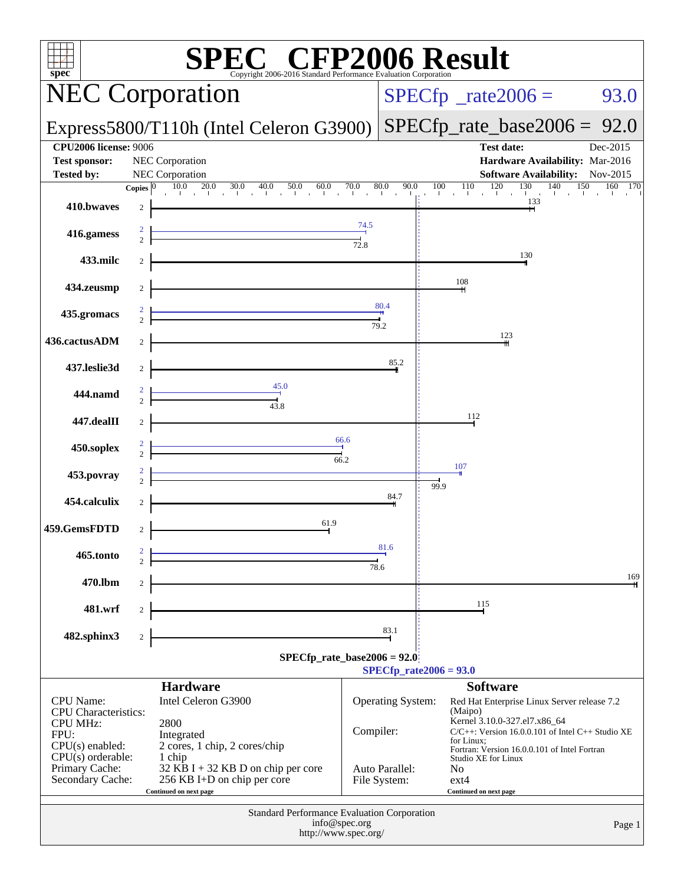# SPEC CFP2006 Result

Copyright 2006-2016 Standard Performance Evaluation Corporation

## NEC Corporation

**Express5800/T110h (Intel Celeron G3900)**

SPECfp_rate2006 = 93.0

SPECfp_rate_base2006 = 92.0

| | | | |
|---|---|---|---|
| **CPU2006 license:** 9006 | | **Test date:** | Dec-2015 |
| **Test sponsor:** | NEC Corporation | **Hardware Availability:** | Mar-2016 |
| **Tested by:** | NEC Corporation | **Software Availability:** | Nov-2015 |

| Benchmark | Copies | Peak | Base |
|---|---|---|---|
| 410.bwaves | 2 | | 133 |
| 416.gamess | 2 / 2 | 74.5 | 72.8 |
| 433.milc | 2 | | 130 |
| 434.zeusmp | 2 | | 108 |
| 435.gromacs | 2 / 2 | 80.4 | 79.2 |
| 436.cactusADM | 2 | | 123 |
| 437.leslie3d | 2 | | 85.2 |
| 444.namd | 2 / 2 | 45.0 | 43.8 |
| 447.dealII | 2 | | 112 |
| 450.soplex | 2 / 2 | 66.6 | 66.2 |
| 453.povray | 2 / 2 | 107 | 99.9 |
| 454.calculix | 2 | | 84.7 |
| 459.GemsFDTD | 2 | | 61.9 |
| 465.tonto | 2 / 2 | 81.6 | 78.6 |
| 470.lbm | 2 | | 169 |
| 481.wrf | 2 | | 115 |
| 482.sphinx3 | 2 | | 83.1 |

SPECfp_rate_base2006 = 92.0

SPECfp_rate2006 = 93.0

### Hardware

| | |
|---|---|
| CPU Name: | Intel Celeron G3900 |
| CPU Characteristics: | |
| CPU MHz: | 2800 |
| FPU: | Integrated |
| CPU(s) enabled: | 2 cores, 1 chip, 2 cores/chip |
| CPU(s) orderable: | 1 chip |
| Primary Cache: | 32 KB I + 32 KB D on chip per core |
| Secondary Cache: | 256 KB I+D on chip per core |

Continued on next page

### Software

| | |
|---|---|
| Operating System: | Red Hat Enterprise Linux Server release 7.2 (Maipo) Kernel 3.10.0-327.el7.x86_64 |
| Compiler: | C/C++: Version 16.0.0.101 of Intel C++ Studio XE for Linux; Fortran: Version 16.0.0.101 of Intel Fortran Studio XE for Linux |
| Auto Parallel: | No |
| File System: | ext4 |

Continued on next page

Standard Performance Evaluation Corporation
info@spec.org
http://www.spec.org/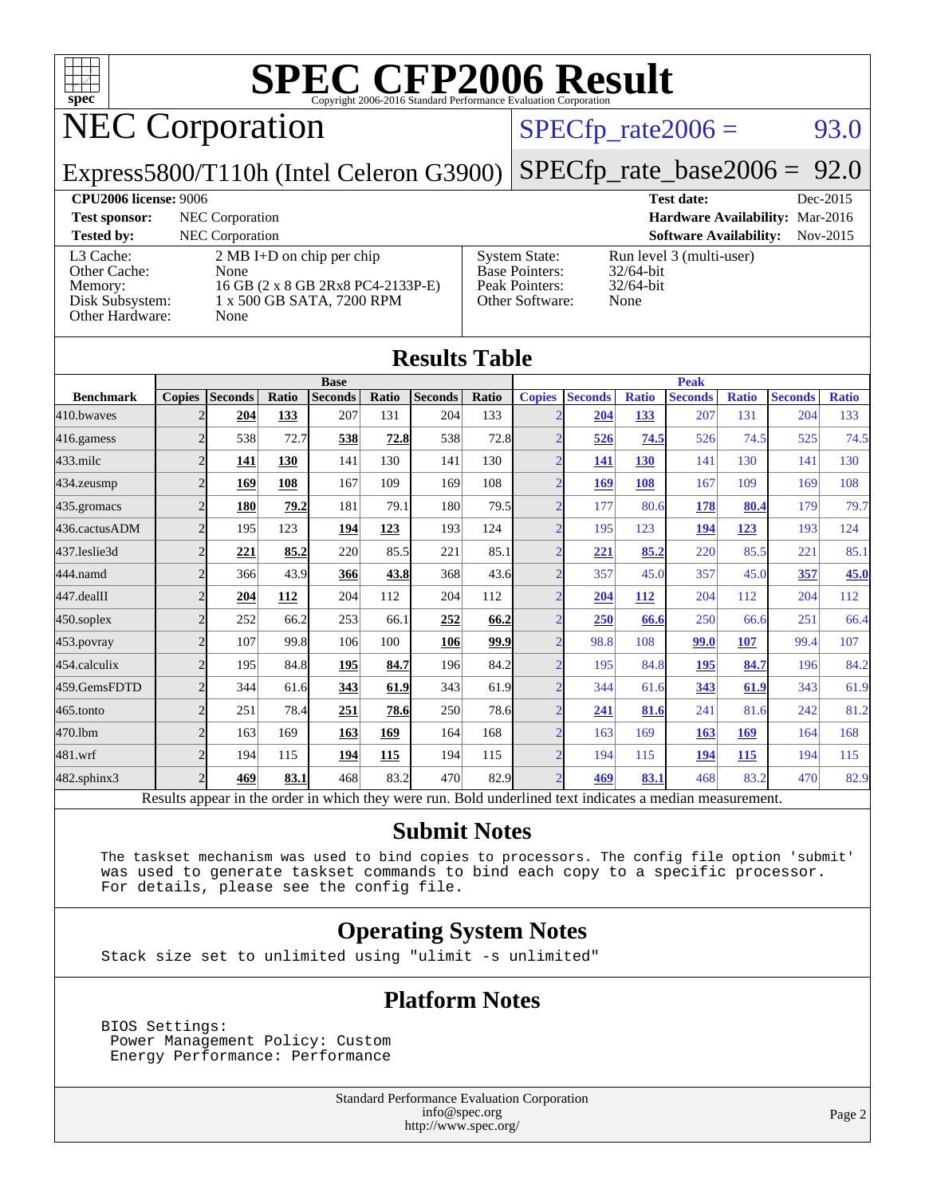# SPEC CFP2006 Result

Copyright 2006-2016 Standard Performance Evaluation Corporation

## NEC Corporation

Express5800/T110h (Intel Celeron G3900)

SPECfp_rate2006 = 93.0

SPECfp_rate_base2006 = 92.0

| | | | |
|---|---|---|---|
| **CPU2006 license:** 9006 | | **Test date:** | Dec-2015 |
| **Test sponsor:** | NEC Corporation | **Hardware Availability:** | Mar-2016 |
| **Tested by:** | NEC Corporation | **Software Availability:** | Nov-2015 |

| | | | |
|---|---|---|---|
| L3 Cache: | 2 MB I+D on chip per chip | System State: | Run level 3 (multi-user) |
| Other Cache: | None | Base Pointers: | 32/64-bit |
| Memory: | 16 GB (2 x 8 GB 2Rx8 PC4-2133P-E) | Peak Pointers: | 32/64-bit |
| Disk Subsystem: | 1 x 500 GB SATA, 7200 RPM | Other Software: | None |
| Other Hardware: | None | | |

## Results Table

| | Base | | | | | | | Peak | | | | | | |
|---|---|---|---|---|---|---|---|---|---|---|---|---|---|---|
| **Benchmark** | **Copies** | **Seconds** | **Ratio** | **Seconds** | **Ratio** | **Seconds** | **Ratio** | **Copies** | **Seconds** | **Ratio** | **Seconds** | **Ratio** | **Seconds** | **Ratio** |
| 410.bwaves | 2 | **204** | **133** | 207 | 131 | 204 | 133 | 2 | **204** | **133** | 207 | 131 | 204 | 133 |
| 416.gamess | 2 | 538 | 72.7 | **538** | **72.8** | 538 | 72.8 | 2 | **526** | **74.5** | 526 | 74.5 | 525 | 74.5 |
| 433.milc | 2 | **141** | **130** | 141 | 130 | 141 | 130 | 2 | **141** | **130** | 141 | 130 | 141 | 130 |
| 434.zeusmp | 2 | **169** | **108** | 167 | 109 | 169 | 108 | 2 | **169** | **108** | 167 | 109 | 169 | 108 |
| 435.gromacs | 2 | **180** | **79.2** | 181 | 79.1 | 180 | 79.5 | 2 | 177 | 80.6 | **178** | **80.4** | 179 | 79.7 |
| 436.cactusADM | 2 | 195 | 123 | **194** | **123** | 193 | 124 | 2 | 195 | 123 | **194** | **123** | 193 | 124 |
| 437.leslie3d | 2 | **221** | **85.2** | 220 | 85.5 | 221 | 85.1 | 2 | **221** | **85.2** | 220 | 85.5 | 221 | 85.1 |
| 444.namd | 2 | 366 | 43.9 | **366** | **43.8** | 368 | 43.6 | 2 | 357 | 45.0 | 357 | 45.0 | **357** | **45.0** |
| 447.dealII | 2 | **204** | **112** | 204 | 112 | 204 | 112 | 2 | **204** | **112** | 204 | 112 | 204 | 112 |
| 450.soplex | 2 | 252 | 66.2 | 253 | 66.1 | **252** | **66.2** | 2 | **250** | **66.6** | 250 | 66.6 | 251 | 66.4 |
| 453.povray | 2 | 107 | 99.8 | 106 | 100 | **106** | **99.9** | 2 | 98.8 | 108 | **99.0** | **107** | 99.4 | 107 |
| 454.calculix | 2 | 195 | 84.8 | **195** | **84.7** | 196 | 84.2 | 2 | 195 | 84.8 | **195** | **84.7** | 196 | 84.2 |
| 459.GemsFDTD | 2 | 344 | 61.6 | **343** | **61.9** | 343 | 61.9 | 2 | 344 | 61.6 | **343** | **61.9** | 343 | 61.9 |
| 465.tonto | 2 | 251 | 78.4 | **251** | **78.6** | 250 | 78.6 | 2 | **241** | **81.6** | 241 | 81.6 | 242 | 81.2 |
| 470.lbm | 2 | 163 | 169 | **163** | **169** | 164 | 168 | 2 | 163 | 169 | **163** | **169** | 164 | 168 |
| 481.wrf | 2 | 194 | 115 | **194** | **115** | 194 | 115 | 2 | 194 | 115 | **194** | **115** | 194 | 115 |
| 482.sphinx3 | 2 | **469** | **83.1** | 468 | 83.2 | 470 | 82.9 | 2 | **469** | **83.1** | 468 | 83.2 | 470 | 82.9 |

Results appear in the order in which they were run. Bold underlined text indicates a median measurement.

## Submit Notes

```
The taskset mechanism was used to bind copies to processors. The config file option 'submit'
was used to generate taskset commands to bind each copy to a specific processor.
For details, please see the config file.
```

## Operating System Notes

```
Stack size set to unlimited using "ulimit -s unlimited"
```

## Platform Notes

```
BIOS Settings:
 Power Management Policy: Custom
 Energy Performance: Performance
```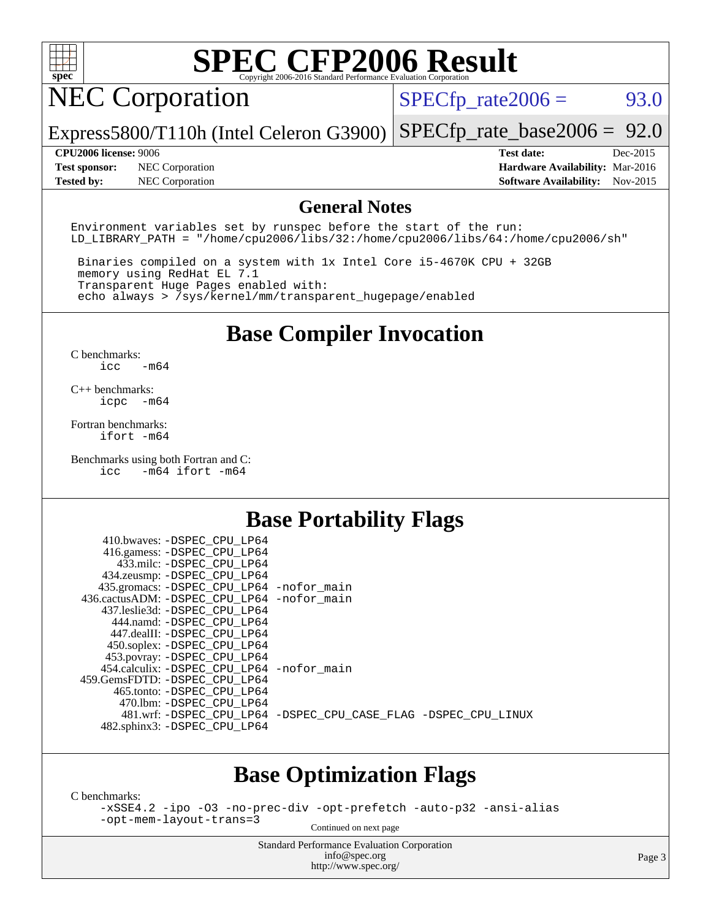# SPEC CFP2006 Result

Copyright 2006-2016 Standard Performance Evaluation Corporation

## NEC Corporation

Express5800/T110h (Intel Celeron G3900)

SPECfp_rate2006 = 93.0

SPECfp_rate_base2006 = 92.0

| | | | |
|---|---|---|---|
| **CPU2006 license:** 9006 | | **Test date:** | Dec-2015 |
| **Test sponsor:** | NEC Corporation | **Hardware Availability:** | Mar-2016 |
| **Tested by:** | NEC Corporation | **Software Availability:** | Nov-2015 |

## General Notes

```
Environment variables set by runspec before the start of the run:
LD_LIBRARY_PATH = "/home/cpu2006/libs/32:/home/cpu2006/libs/64:/home/cpu2006/sh"

 Binaries compiled on a system with 1x Intel Core i5-4670K CPU + 32GB
 memory using RedHat EL 7.1
 Transparent Huge Pages enabled with:
 echo always > /sys/kernel/mm/transparent_hugepage/enabled
```

## Base Compiler Invocation

C benchmarks:
```
icc   -m64
```

C++ benchmarks:
```
icpc  -m64
```

Fortran benchmarks:
```
ifort -m64
```

Benchmarks using both Fortran and C:
```
icc   -m64 ifort -m64
```

## Base Portability Flags

```
     410.bwaves: -DSPEC_CPU_LP64
     416.gamess: -DSPEC_CPU_LP64
       433.milc: -DSPEC_CPU_LP64
     434.zeusmp: -DSPEC_CPU_LP64
    435.gromacs: -DSPEC_CPU_LP64 -nofor_main
 436.cactusADM: -DSPEC_CPU_LP64 -nofor_main
   437.leslie3d: -DSPEC_CPU_LP64
       444.namd: -DSPEC_CPU_LP64
     447.dealII: -DSPEC_CPU_LP64
     450.soplex: -DSPEC_CPU_LP64
     453.povray: -DSPEC_CPU_LP64
   454.calculix: -DSPEC_CPU_LP64 -nofor_main
 459.GemsFDTD: -DSPEC_CPU_LP64
      465.tonto: -DSPEC_CPU_LP64
        470.lbm: -DSPEC_CPU_LP64
        481.wrf: -DSPEC_CPU_LP64 -DSPEC_CPU_CASE_FLAG -DSPEC_CPU_LINUX
    482.sphinx3: -DSPEC_CPU_LP64
```

## Base Optimization Flags

C benchmarks:
```
-xSSE4.2 -ipo -O3 -no-prec-div -opt-prefetch -auto-p32 -ansi-alias
-opt-mem-layout-trans=3
```

Continued on next page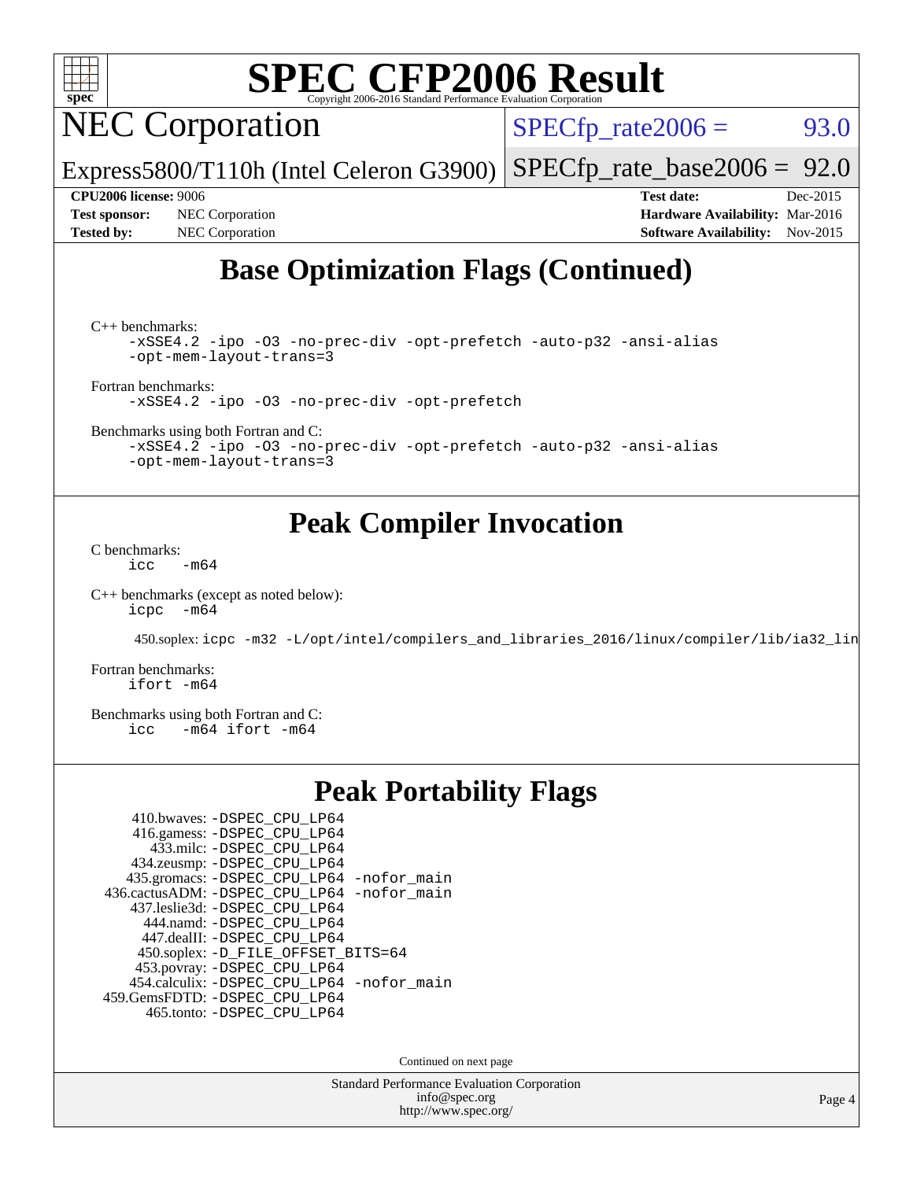# SPEC CFP2006 Result

Copyright 2006-2016 Standard Performance Evaluation Corporation

## NEC Corporation

Express5800/T110h (Intel Celeron G3900)

SPECfp_rate2006 = 93.0

SPECfp_rate_base2006 = 92.0

**CPU2006 license:** 9006
**Test sponsor:** NEC Corporation
**Tested by:** NEC Corporation

**Test date:** Dec-2015
**Hardware Availability:** Mar-2016
**Software Availability:** Nov-2015

## Base Optimization Flags (Continued)

C++ benchmarks:
```
-xSSE4.2 -ipo -O3 -no-prec-div -opt-prefetch -auto-p32 -ansi-alias
-opt-mem-layout-trans=3
```

Fortran benchmarks:
```
-xSSE4.2 -ipo -O3 -no-prec-div -opt-prefetch
```

Benchmarks using both Fortran and C:
```
-xSSE4.2 -ipo -O3 -no-prec-div -opt-prefetch -auto-p32 -ansi-alias
-opt-mem-layout-trans=3
```

## Peak Compiler Invocation

C benchmarks:
```
icc   -m64
```

C++ benchmarks (except as noted below):
```
icpc  -m64
```

450.soplex: `icpc -m32 -L/opt/intel/compilers_and_libraries_2016/linux/compiler/lib/ia32_lin`

Fortran benchmarks:
```
ifort -m64
```

Benchmarks using both Fortran and C:
```
icc   -m64 ifort -m64
```

## Peak Portability Flags

410.bwaves: -DSPEC_CPU_LP64
416.gamess: -DSPEC_CPU_LP64
433.milc: -DSPEC_CPU_LP64
434.zeusmp: -DSPEC_CPU_LP64
435.gromacs: -DSPEC_CPU_LP64 -nofor_main
436.cactusADM: -DSPEC_CPU_LP64 -nofor_main
437.leslie3d: -DSPEC_CPU_LP64
444.namd: -DSPEC_CPU_LP64
447.dealII: -DSPEC_CPU_LP64
450.soplex: -D_FILE_OFFSET_BITS=64
453.povray: -DSPEC_CPU_LP64
454.calculix: -DSPEC_CPU_LP64 -nofor_main
459.GemsFDTD: -DSPEC_CPU_LP64
465.tonto: -DSPEC_CPU_LP64

Continued on next page

Standard Performance Evaluation Corporation
info@spec.org
http://www.spec.org/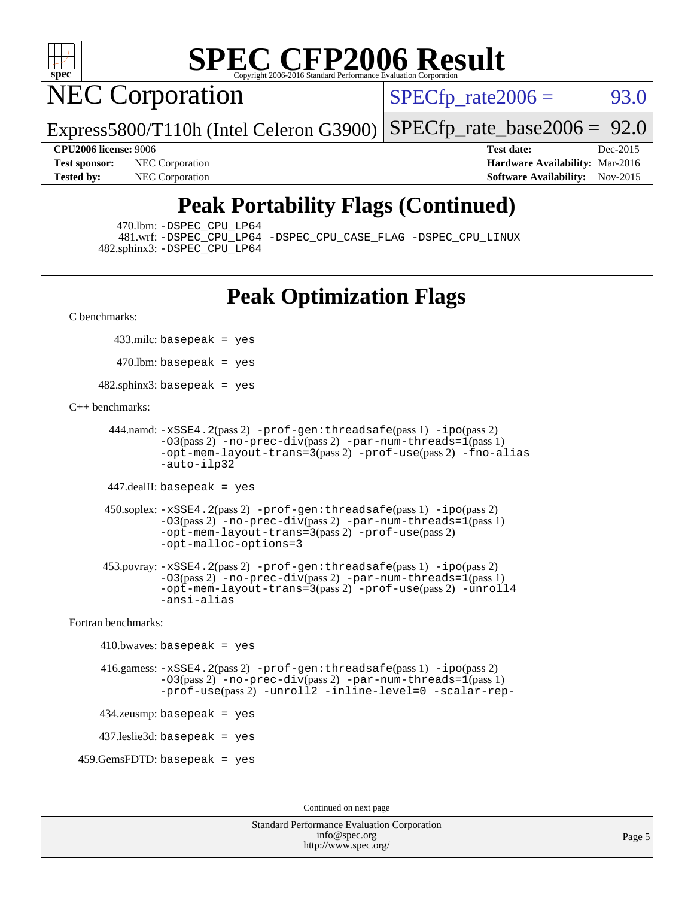# SPEC CFP2006 Result

NEC Corporation

Express5800/T110h (Intel Celeron G3900)

SPECfp_rate2006 = 93.0

SPECfp_rate_base2006 = 92.0

**CPU2006 license:** 9006
**Test sponsor:** NEC Corporation
**Tested by:** NEC Corporation
**Test date:** Dec-2015
**Hardware Availability:** Mar-2016
**Software Availability:** Nov-2015

## Peak Portability Flags (Continued)

470.lbm: -DSPEC_CPU_LP64
481.wrf: -DSPEC_CPU_LP64 -DSPEC_CPU_CASE_FLAG -DSPEC_CPU_LINUX
482.sphinx3: -DSPEC_CPU_LP64

## Peak Optimization Flags

C benchmarks:

433.milc: basepeak = yes

470.lbm: basepeak = yes

482.sphinx3: basepeak = yes

C++ benchmarks:

444.namd: -xSSE4.2(pass 2) -prof-gen:threadsafe(pass 1) -ipo(pass 2) -O3(pass 2) -no-prec-div(pass 2) -par-num-threads=1(pass 1) -opt-mem-layout-trans=3(pass 2) -prof-use(pass 2) -fno-alias -auto-ilp32

447.dealII: basepeak = yes

450.soplex: -xSSE4.2(pass 2) -prof-gen:threadsafe(pass 1) -ipo(pass 2) -O3(pass 2) -no-prec-div(pass 2) -par-num-threads=1(pass 1) -opt-mem-layout-trans=3(pass 2) -prof-use(pass 2) -opt-malloc-options=3

453.povray: -xSSE4.2(pass 2) -prof-gen:threadsafe(pass 1) -ipo(pass 2) -O3(pass 2) -no-prec-div(pass 2) -par-num-threads=1(pass 1) -opt-mem-layout-trans=3(pass 2) -prof-use(pass 2) -unroll4 -ansi-alias

Fortran benchmarks:

410.bwaves: basepeak = yes

416.gamess: -xSSE4.2(pass 2) -prof-gen:threadsafe(pass 1) -ipo(pass 2) -O3(pass 2) -no-prec-div(pass 2) -par-num-threads=1(pass 1) -prof-use(pass 2) -unroll2 -inline-level=0 -scalar-rep-

434.zeusmp: basepeak = yes

437.leslie3d: basepeak = yes

459.GemsFDTD: basepeak = yes

Continued on next page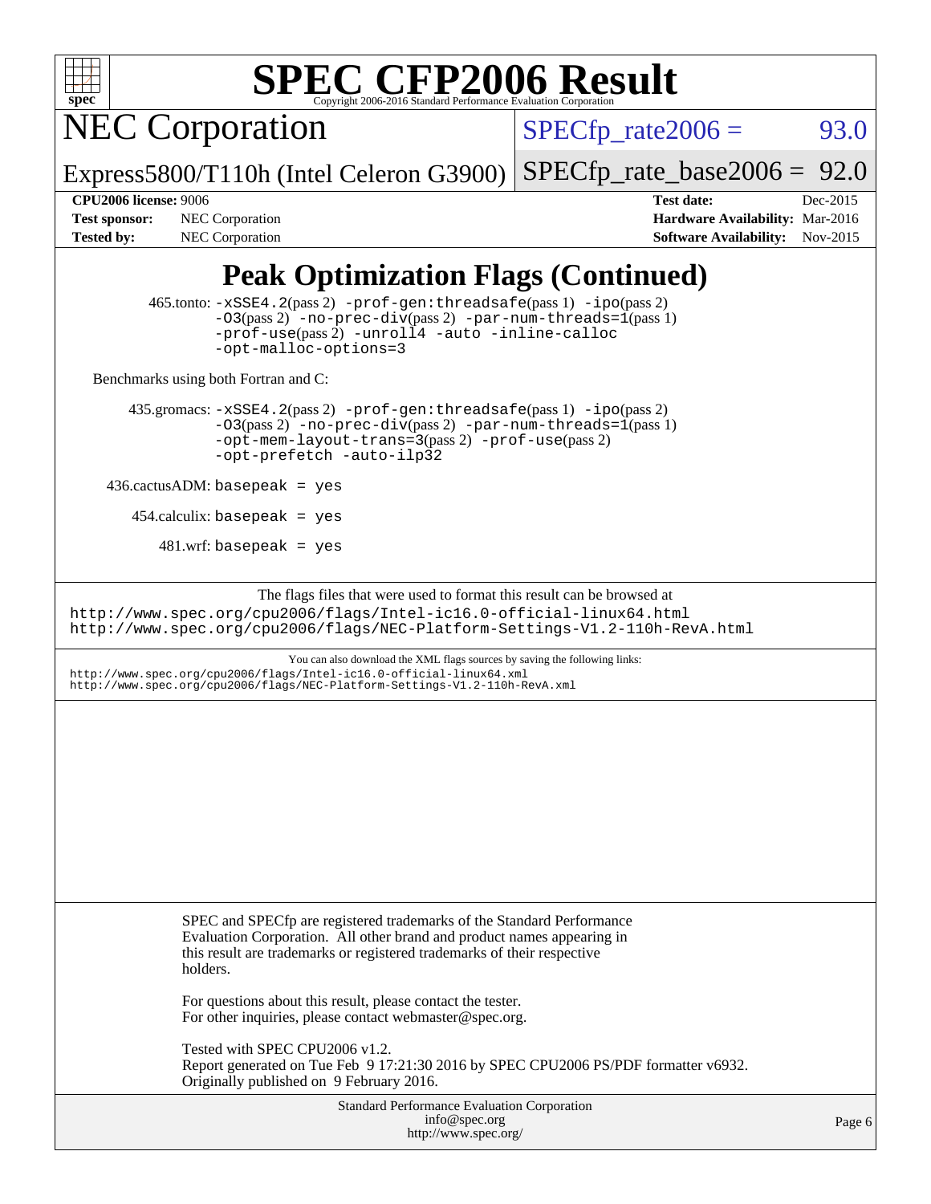# Peak Optimization Flags (Continued)

465.tonto: -xSSE4.2(pass 2) -prof-gen:threadsafe(pass 1) -ipo(pass 2) -O3(pass 2) -no-prec-div(pass 2) -par-num-threads=1(pass 1) -prof-use(pass 2) -unroll4 -auto -inline-calloc -opt-malloc-options=3

Benchmarks using both Fortran and C:

435.gromacs: -xSSE4.2(pass 2) -prof-gen:threadsafe(pass 1) -ipo(pass 2) -O3(pass 2) -no-prec-div(pass 2) -par-num-threads=1(pass 1) -opt-mem-layout-trans=3(pass 2) -prof-use(pass 2) -opt-prefetch -auto-ilp32

436.cactusADM: basepeak = yes

454.calculix: basepeak = yes

481.wrf: basepeak = yes

The flags files that were used to format this result can be browsed at
http://www.spec.org/cpu2006/flags/Intel-ic16.0-official-linux64.html
http://www.spec.org/cpu2006/flags/NEC-Platform-Settings-V1.2-110h-RevA.html

You can also download the XML flags sources by saving the following links:
http://www.spec.org/cpu2006/flags/Intel-ic16.0-official-linux64.xml
http://www.spec.org/cpu2006/flags/NEC-Platform-Settings-V1.2-110h-RevA.xml

SPEC and SPECfp are registered trademarks of the Standard Performance Evaluation Corporation. All other brand and product names appearing in this result are trademarks or registered trademarks of their respective holders.

For questions about this result, please contact the tester.
For other inquiries, please contact webmaster@spec.org.

Tested with SPEC CPU2006 v1.2.
Report generated on Tue Feb 9 17:21:30 2016 by SPEC CPU2006 PS/PDF formatter v6932.
Originally published on 9 February 2016.